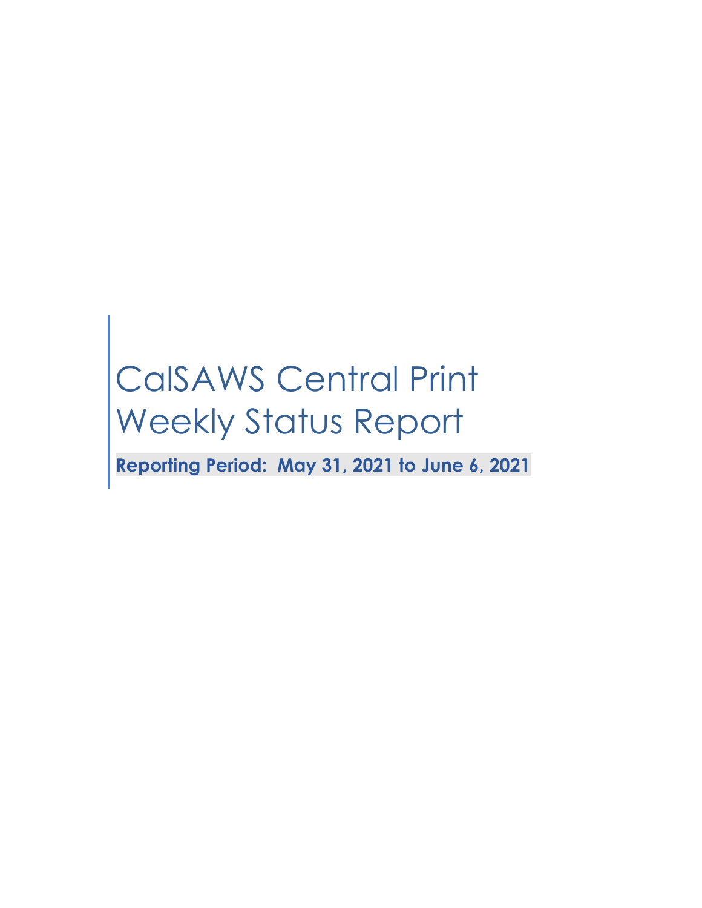# CalSAWS Central Print Weekly Status Report

**Reporting Period: May 31, 2021 to June 6, 2021**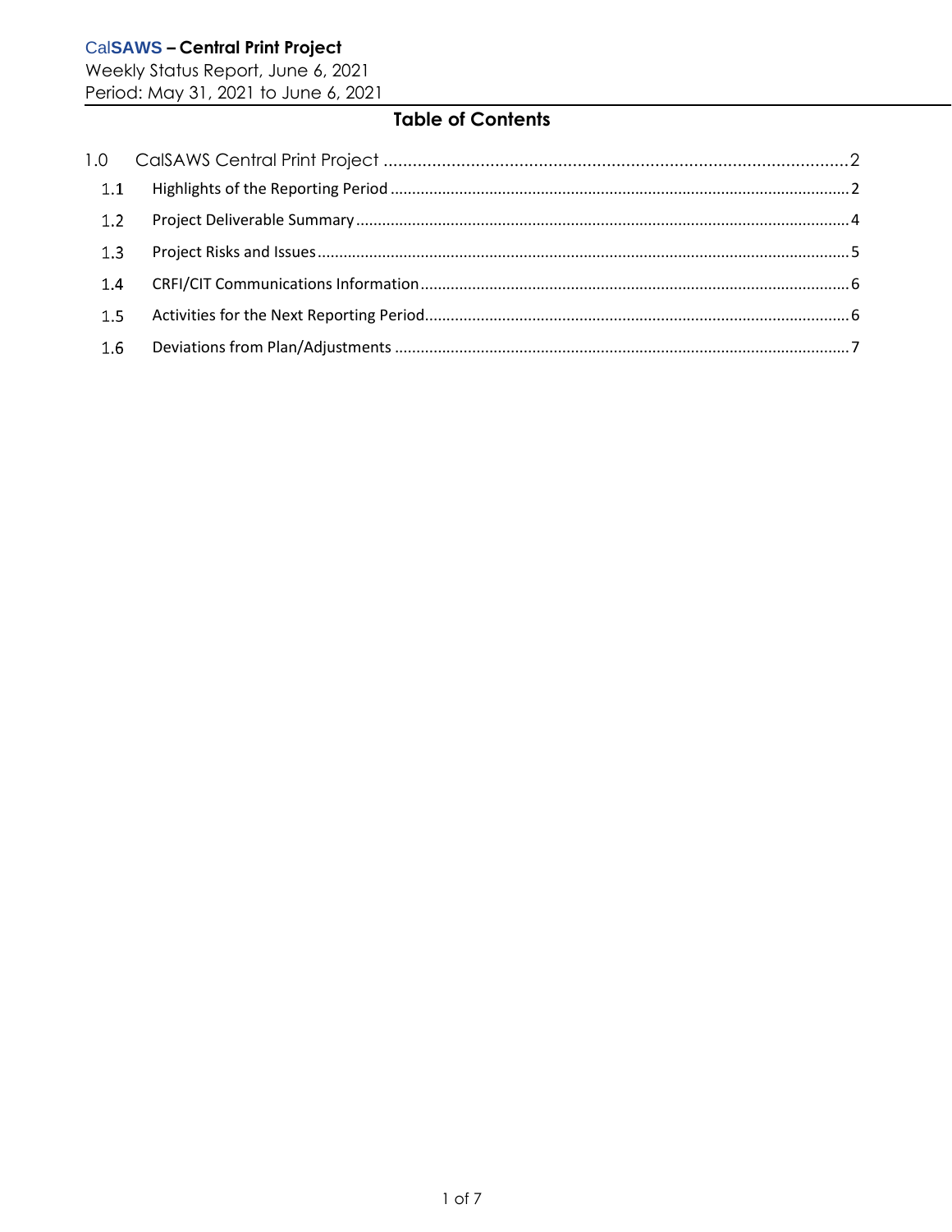## Table of Contents

1.0 CalSAWS Central Print Project ..... 2
- 1.1 Highlights of the Reporting Period ..... 2
- 1.2 Project Deliverable Summary ..... 4
- 1.3 Project Risks and Issues ..... 5
- 1.4 CRFI/CIT Communications Information ..... 6
- 1.5 Activities for the Next Reporting Period ..... 6
- 1.6 Deviations from Plan/Adjustments ..... 7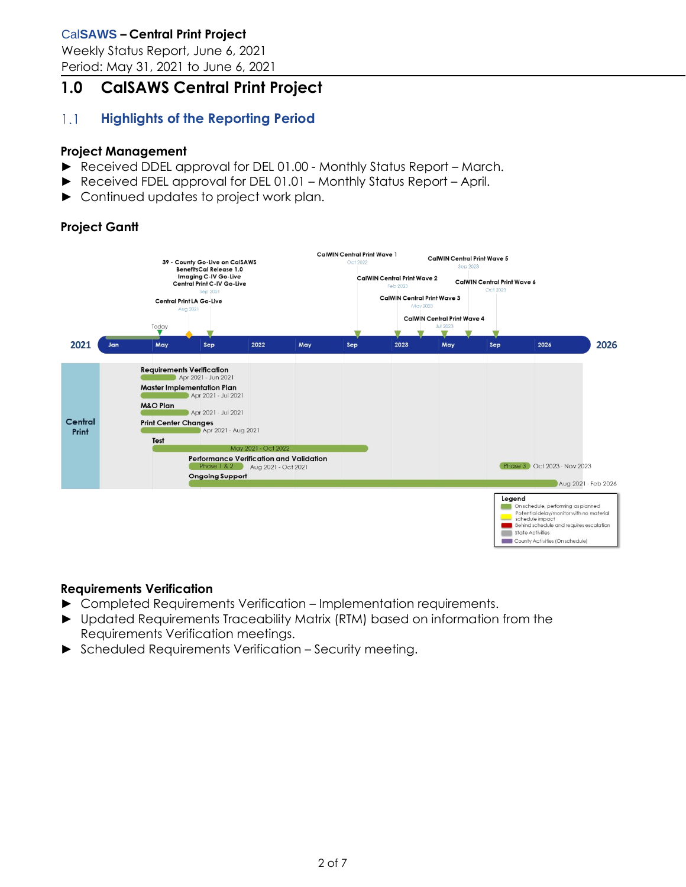# 1.0 CalSAWS Central Print Project

## 1.1 Highlights of the Reporting Period

### Project Management

- ► Received DDEL approval for DEL 01.00 - Monthly Status Report – March.
- ► Received FDEL approval for DEL 01.01 – Monthly Status Report – April.
- ► Continued updates to project work plan.

### Project Gantt

39 - County Go-Live on CalSAWS
BenefitsCal Release 1.0
Imaging C-IV Go-Live
Central Print C-IV Go-Live
Sep 2021

Central Print LA Go-Live
Aug 2021

Today

CalWIN Central Print Wave 1
Oct 2022

CalWIN Central Print Wave 2
Feb 2023

CalWIN Central Print Wave 3
May 2023

CalWIN Central Print Wave 4
Jul 2023

CalWIN Central Print Wave 5
Sep 2023

CalWIN Central Print Wave 6
Oct 2023

2021 Jan May Sep 2022 May Sep 2023 May Sep 2026 2026

Central Print

Requirements Verification
Apr 2021 - Jun 2021

Master Implementation Plan
Apr 2021 - Jul 2021

M&O Plan
Apr 2021 - Jul 2021

Print Center Changes
Apr 2021 - Aug 2021

Test
May 2021 - Oct 2022

Performance Verification and Validation
Phase 1 & 2 Aug 2021 - Oct 2021
Phase 3 Oct 2023 - Nov 2023

Ongoing Support
Aug 2021 - Feb 2026

Legend
On schedule, performing as planned
Potential delay/monitor with no material schedule impact
Behind schedule and requires escalation
State Activities
County Activities (Onschedule)

### Requirements Verification

- ► Completed Requirements Verification – Implementation requirements.
- ► Updated Requirements Traceability Matrix (RTM) based on information from the Requirements Verification meetings.
- ► Scheduled Requirements Verification – Security meeting.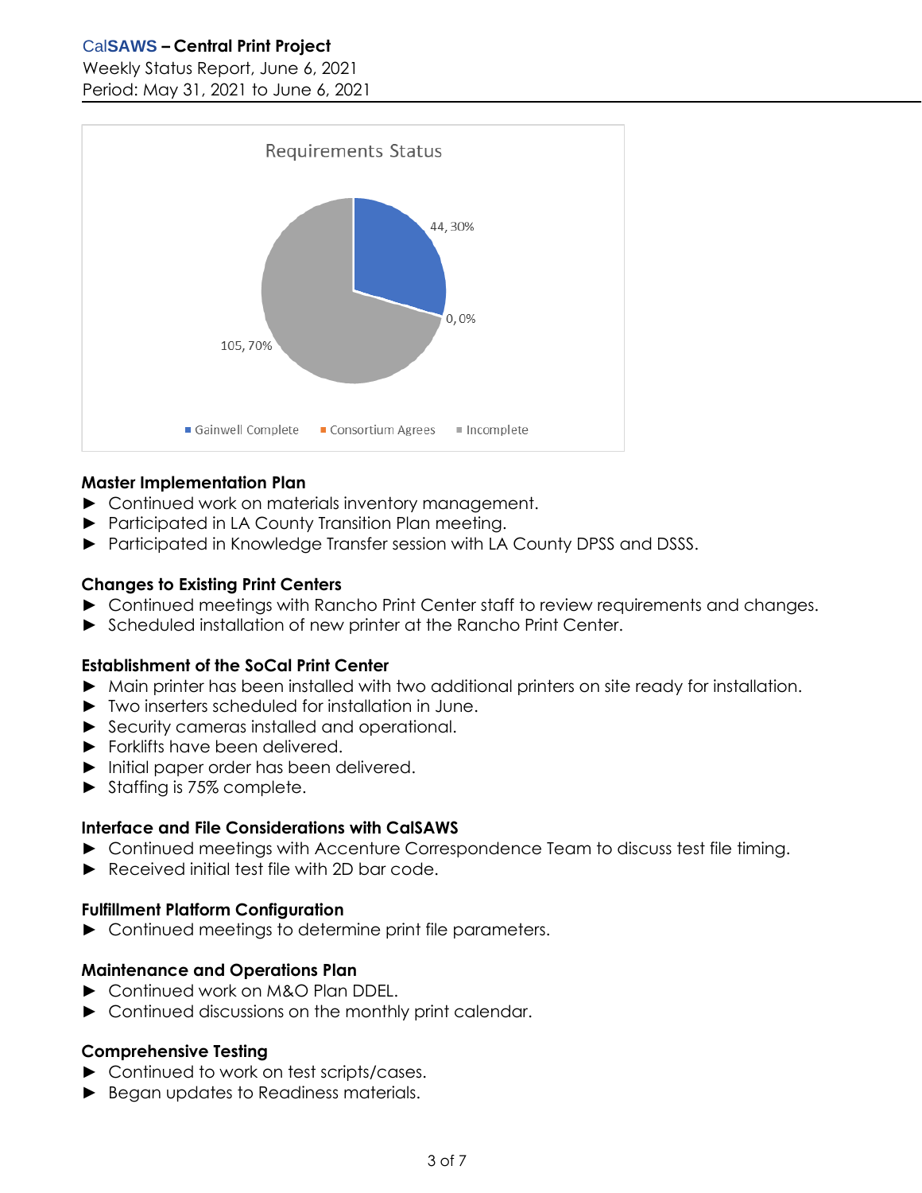Requirements Status

44, 30%

0, 0%

105, 70%

Gainwell Complete

Consortium Agrees

Incomplete

### Master Implementation Plan

- ► Continued work on materials inventory management.
- ► Participated in LA County Transition Plan meeting.
- ► Participated in Knowledge Transfer session with LA County DPSS and DSSS.

### Changes to Existing Print Centers

- ► Continued meetings with Rancho Print Center staff to review requirements and changes.
- ► Scheduled installation of new printer at the Rancho Print Center.

### Establishment of the SoCal Print Center

- ► Main printer has been installed with two additional printers on site ready for installation.
- ► Two inserters scheduled for installation in June.
- ► Security cameras installed and operational.
- ► Forklifts have been delivered.
- ► Initial paper order has been delivered.
- ► Staffing is 75% complete.

### Interface and File Considerations with CalSAWS

- ► Continued meetings with Accenture Correspondence Team to discuss test file timing.
- ► Received initial test file with 2D bar code.

### Fulfillment Platform Configuration

- ► Continued meetings to determine print file parameters.

### Maintenance and Operations Plan

- ► Continued work on M&O Plan DDEL.
- ► Continued discussions on the monthly print calendar.

### Comprehensive Testing

- ► Continued to work on test scripts/cases.
- ► Began updates to Readiness materials.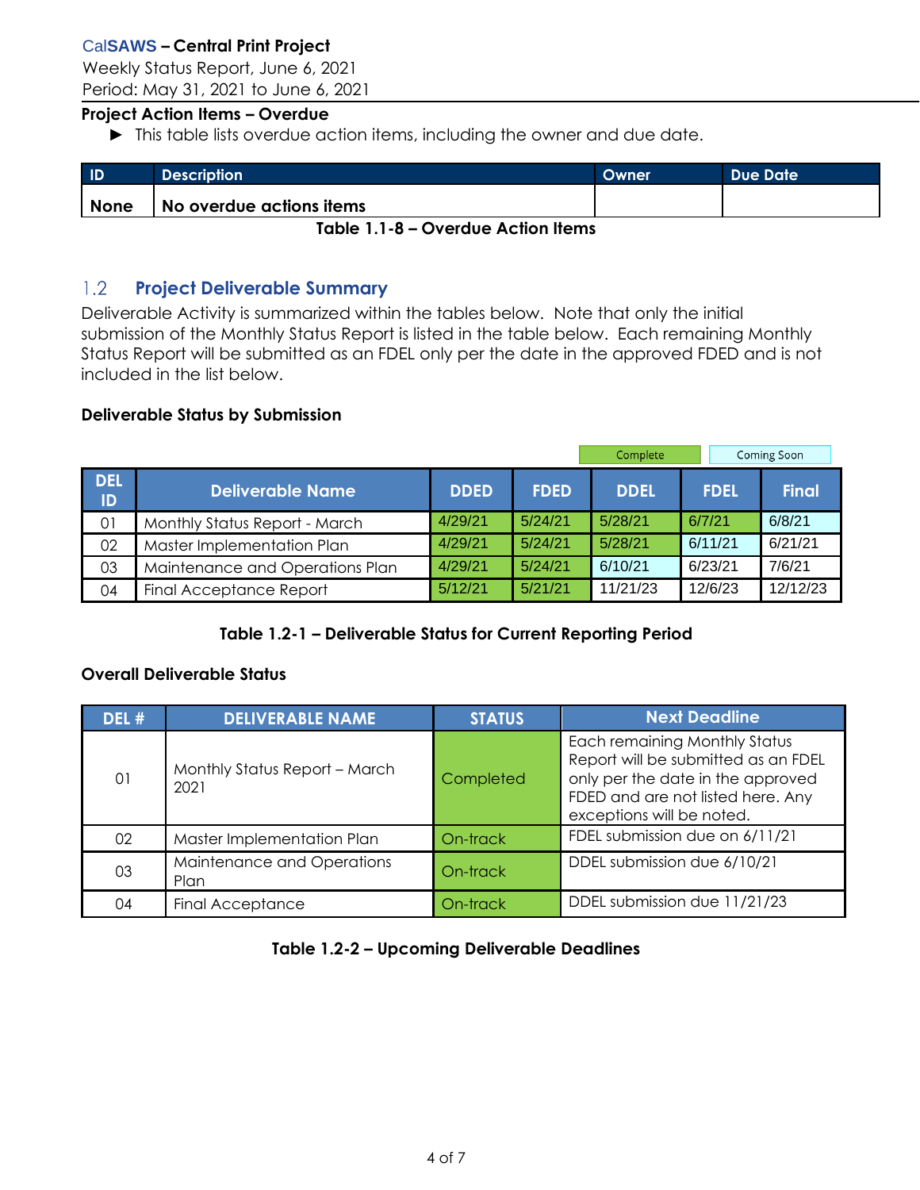**Project Action Items – Overdue**

► This table lists overdue action items, including the owner and due date.

| ID | Description | Owner | Due Date |
|---|---|---|---|
| **None** | **No overdue actions items** | | |

**Table 1.1-8 – Overdue Action Items**

## 1.2 Project Deliverable Summary

Deliverable Activity is summarized within the tables below. Note that only the initial submission of the Monthly Status Report is listed in the table below. Each remaining Monthly Status Report will be submitted as an FDEL only per the date in the approved FDED and is not included in the list below.

**Deliverable Status by Submission**

Complete | Coming Soon

| DEL ID | Deliverable Name | DDED | FDED | DDEL | FDEL | Final |
|---|---|---|---|---|---|---|
| 01 | Monthly Status Report - March | 4/29/21 | 5/24/21 | 5/28/21 | 6/7/21 | 6/8/21 |
| 02 | Master Implementation Plan | 4/29/21 | 5/24/21 | 5/28/21 | 6/11/21 | 6/21/21 |
| 03 | Maintenance and Operations Plan | 4/29/21 | 5/24/21 | 6/10/21 | 6/23/21 | 7/6/21 |
| 04 | Final Acceptance Report | 5/12/21 | 5/21/21 | 11/21/23 | 12/6/23 | 12/12/23 |

**Table 1.2-1 – Deliverable Status for Current Reporting Period**

**Overall Deliverable Status**

| DEL # | DELIVERABLE NAME | STATUS | Next Deadline |
|---|---|---|---|
| 01 | Monthly Status Report – March 2021 | Completed | Each remaining Monthly Status Report will be submitted as an FDEL only per the date in the approved FDED and are not listed here. Any exceptions will be noted. |
| 02 | Master Implementation Plan | On-track | FDEL submission due on 6/11/21 |
| 03 | Maintenance and Operations Plan | On-track | DDEL submission due 6/10/21 |
| 04 | Final Acceptance | On-track | DDEL submission due 11/21/23 |

**Table 1.2-2 – Upcoming Deliverable Deadlines**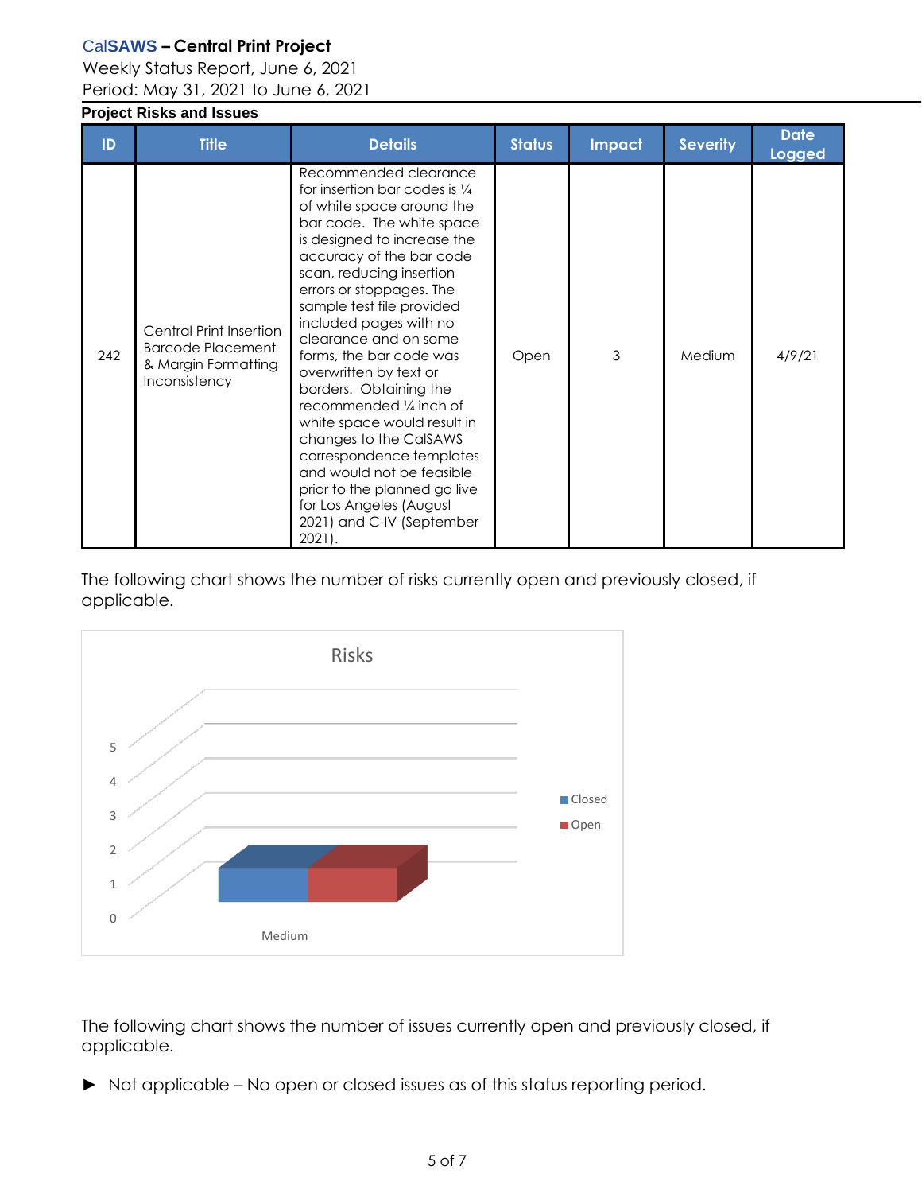**Project Risks and Issues**

| ID | Title | Details | Status | Impact | Severity | Date Logged |
|---|---|---|---|---|---|---|
| 242 | Central Print Insertion Barcode Placement & Margin Formatting Inconsistency | Recommended clearance for insertion bar codes is ¼ of white space around the bar code. The white space is designed to increase the accuracy of the bar code scan, reducing insertion errors or stoppages. The sample test file provided included pages with no clearance and on some forms, the bar code was overwritten by text or borders. Obtaining the recommended ¼ inch of white space would result in changes to the CalSAWS correspondence templates and would not be feasible prior to the planned go live for Los Angeles (August 2021) and C-IV (September 2021). | Open | 3 | Medium | 4/9/21 |

The following chart shows the number of risks currently open and previously closed, if applicable.

Risks

5
4
3
2
1
0

Medium

Closed
Open

The following chart shows the number of issues currently open and previously closed, if applicable.

► Not applicable – No open or closed issues as of this status reporting period.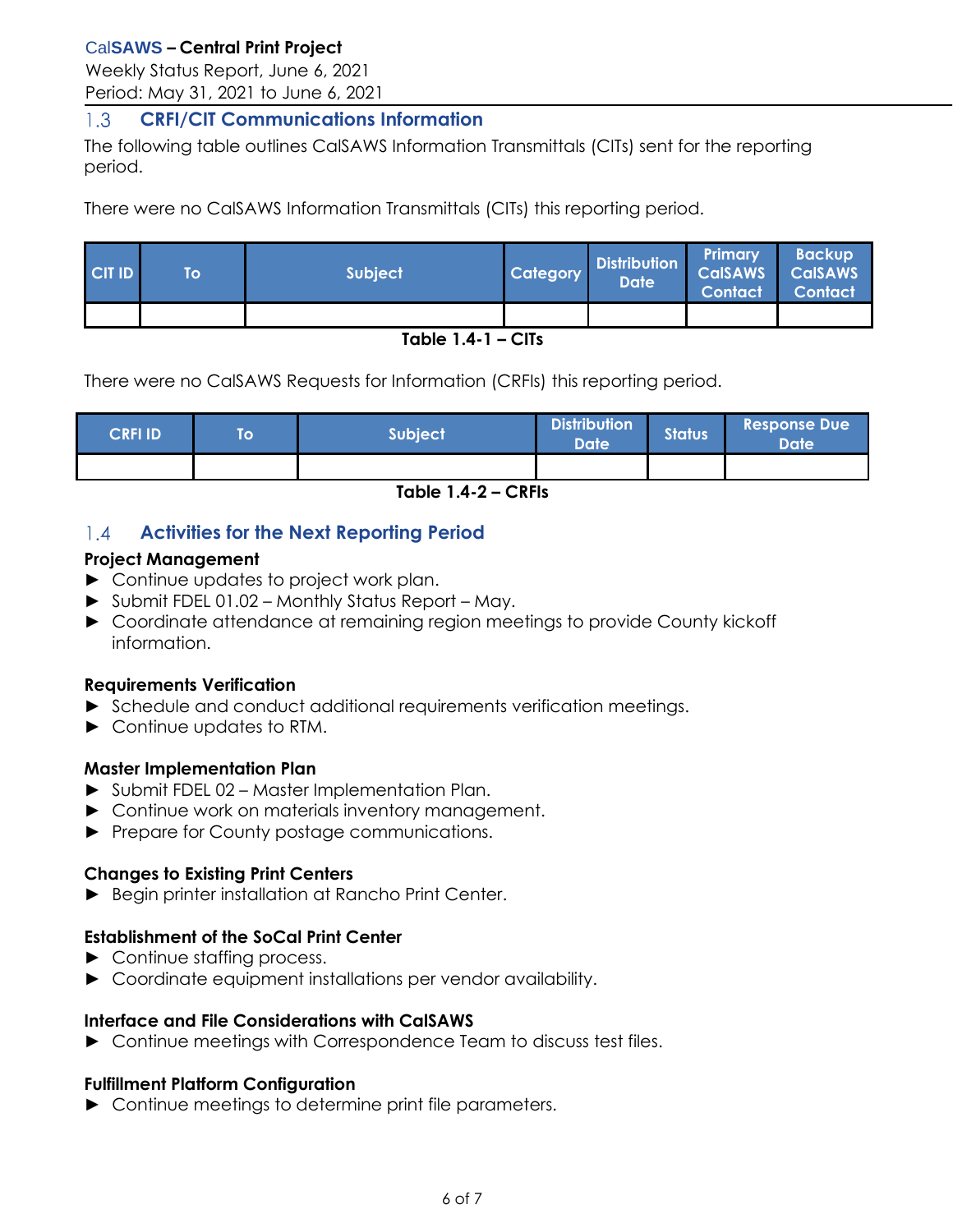## 1.3 CRFI/CIT Communications Information

The following table outlines CalSAWS Information Transmittals (CITs) sent for the reporting period.

There were no CalSAWS Information Transmittals (CITs) this reporting period.

| CIT ID | To | Subject | Category | Distribution Date | Primary CalSAWS Contact | Backup CalSAWS Contact |
|---|---|---|---|---|---|---|
| | | | | | | |

**Table 1.4-1 – CITs**

There were no CalSAWS Requests for Information (CRFIs) this reporting period.

| CRFI ID | To | Subject | Distribution Date | Status | Response Due Date |
|---|---|---|---|---|---|
| | | | | | |

**Table 1.4-2 – CRFIs**

## 1.4 Activities for the Next Reporting Period

**Project Management**

- ► Continue updates to project work plan.
- ► Submit FDEL 01.02 – Monthly Status Report – May.
- ► Coordinate attendance at remaining region meetings to provide County kickoff information.

**Requirements Verification**

- ► Schedule and conduct additional requirements verification meetings.
- ► Continue updates to RTM.

**Master Implementation Plan**

- ► Submit FDEL 02 – Master Implementation Plan.
- ► Continue work on materials inventory management.
- ► Prepare for County postage communications.

**Changes to Existing Print Centers**

- ► Begin printer installation at Rancho Print Center.

**Establishment of the SoCal Print Center**

- ► Continue staffing process.
- ► Coordinate equipment installations per vendor availability.

**Interface and File Considerations with CalSAWS**

- ► Continue meetings with Correspondence Team to discuss test files.

**Fulfillment Platform Configuration**

- ► Continue meetings to determine print file parameters.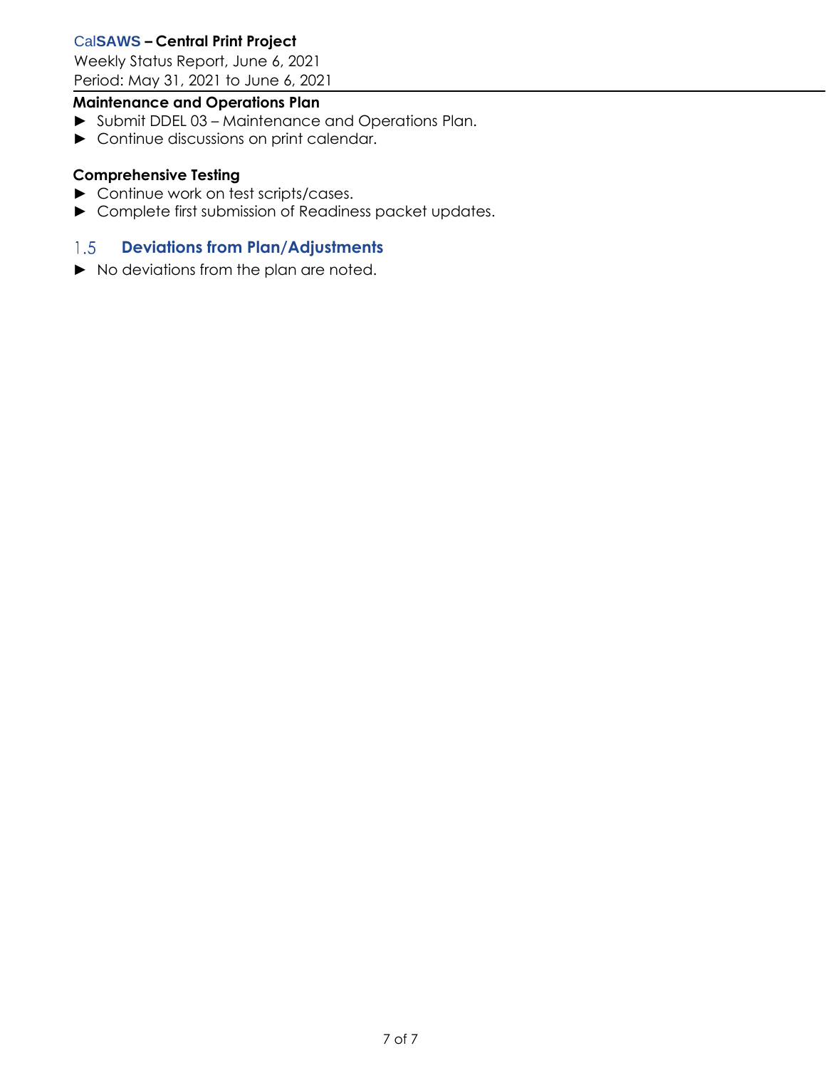**Maintenance and Operations Plan**

- ► Submit DDEL 03 – Maintenance and Operations Plan.
- ► Continue discussions on print calendar.

**Comprehensive Testing**

- ► Continue work on test scripts/cases.
- ► Complete first submission of Readiness packet updates.

## 1.5 Deviations from Plan/Adjustments

- ► No deviations from the plan are noted.